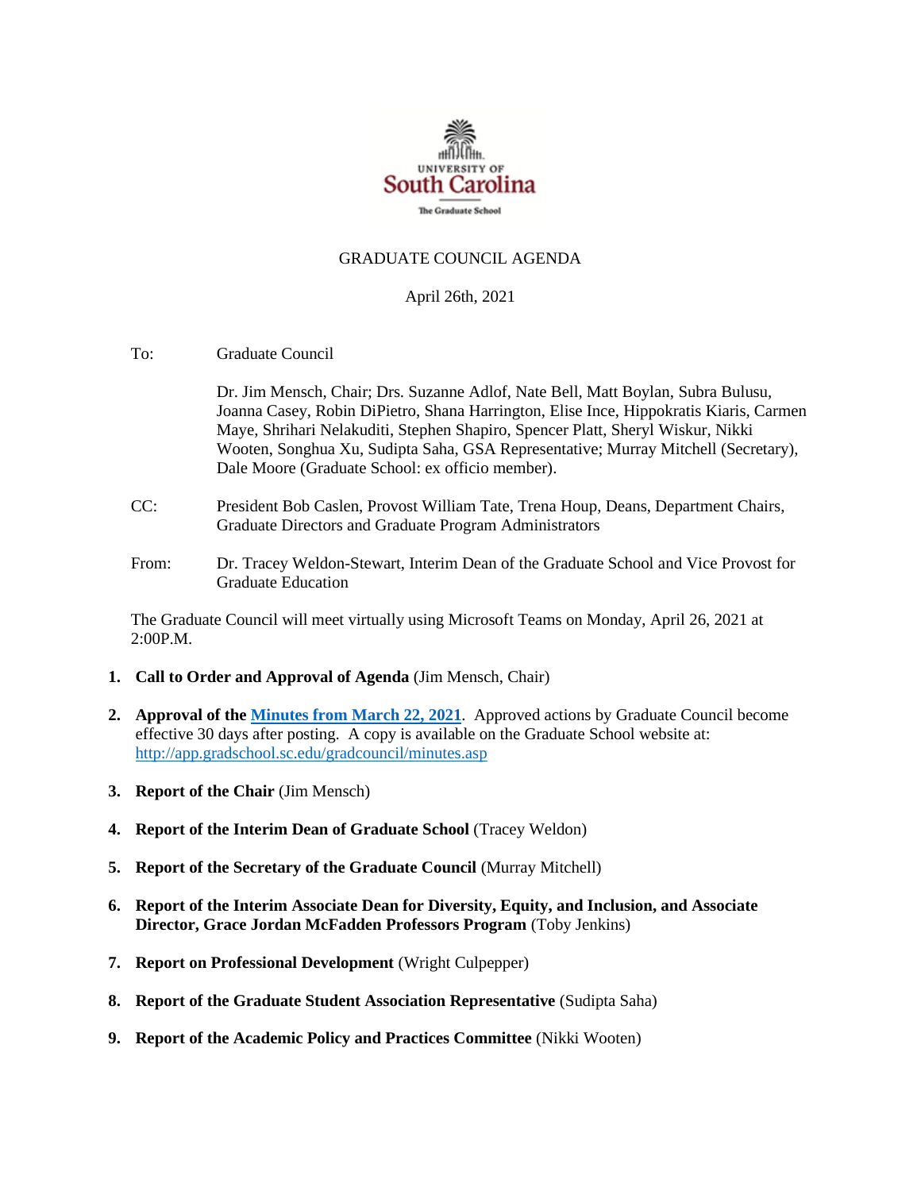UNIVERSITY OF
South Carolina
The Graduate School

GRADUATE COUNCIL AGENDA

April 26th, 2021

To: Graduate Council

Dr. Jim Mensch, Chair; Drs. Suzanne Adlof, Nate Bell, Matt Boylan, Subra Bulusu, Joanna Casey, Robin DiPietro, Shana Harrington, Elise Ince, Hippokratis Kiaris, Carmen Maye, Shrihari Nelakuditi, Stephen Shapiro, Spencer Platt, Sheryl Wiskur, Nikki Wooten, Songhua Xu, Sudipta Saha, GSA Representative; Murray Mitchell (Secretary), Dale Moore (Graduate School: ex officio member).

CC: President Bob Caslen, Provost William Tate, Trena Houp, Deans, Department Chairs, Graduate Directors and Graduate Program Administrators

From: Dr. Tracey Weldon-Stewart, Interim Dean of the Graduate School and Vice Provost for Graduate Education

The Graduate Council will meet virtually using Microsoft Teams on Monday, April 26, 2021 at 2:00P.M.

1. **Call to Order and Approval of Agenda** (Jim Mensch, Chair)

2. **Approval of the [Minutes from March 22, 2021](http://app.gradschool.sc.edu/gradcouncil/minutes.asp)**. Approved actions by Graduate Council become effective 30 days after posting. A copy is available on the Graduate School website at: http://app.gradschool.sc.edu/gradcouncil/minutes.asp

3. **Report of the Chair** (Jim Mensch)

4. **Report of the Interim Dean of Graduate School** (Tracey Weldon)

5. **Report of the Secretary of the Graduate Council** (Murray Mitchell)

6. **Report of the Interim Associate Dean for Diversity, Equity, and Inclusion, and Associate Director, Grace Jordan McFadden Professors Program** (Toby Jenkins)

7. **Report on Professional Development** (Wright Culpepper)

8. **Report of the Graduate Student Association Representative** (Sudipta Saha)

9. **Report of the Academic Policy and Practices Committee** (Nikki Wooten)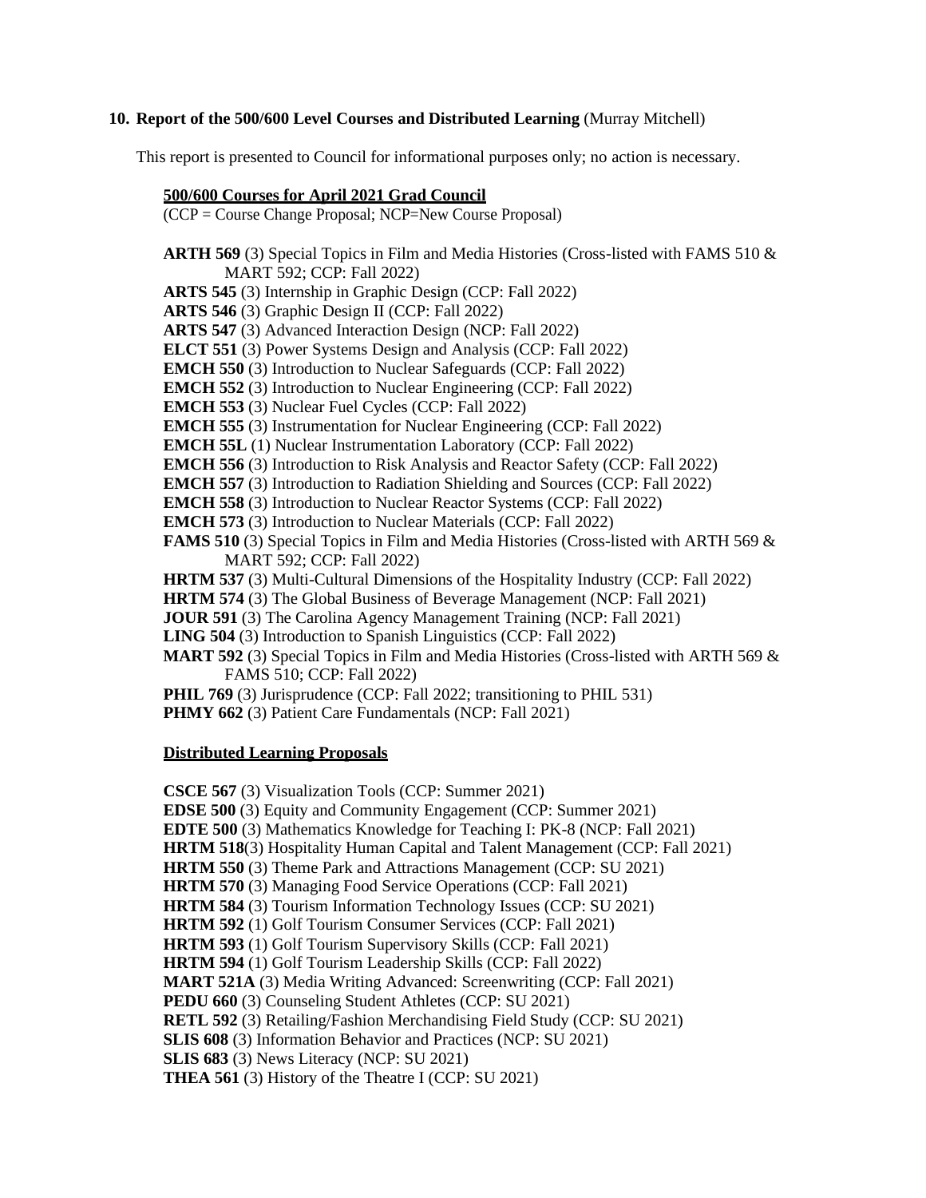**10. Report of the 500/600 Level Courses and Distributed Learning** (Murray Mitchell)

This report is presented to Council for informational purposes only; no action is necessary.

**500/600 Courses for April 2021 Grad Council**

(CCP = Course Change Proposal; NCP=New Course Proposal)

**ARTH 569** (3) Special Topics in Film and Media Histories (Cross-listed with FAMS 510 & MART 592; CCP: Fall 2022)
**ARTS 545** (3) Internship in Graphic Design (CCP: Fall 2022)
**ARTS 546** (3) Graphic Design II (CCP: Fall 2022)
**ARTS 547** (3) Advanced Interaction Design (NCP: Fall 2022)
**ELCT 551** (3) Power Systems Design and Analysis (CCP: Fall 2022)
**EMCH 550** (3) Introduction to Nuclear Safeguards (CCP: Fall 2022)
**EMCH 552** (3) Introduction to Nuclear Engineering (CCP: Fall 2022)
**EMCH 553** (3) Nuclear Fuel Cycles (CCP: Fall 2022)
**EMCH 555** (3) Instrumentation for Nuclear Engineering (CCP: Fall 2022)
**EMCH 55L** (1) Nuclear Instrumentation Laboratory (CCP: Fall 2022)
**EMCH 556** (3) Introduction to Risk Analysis and Reactor Safety (CCP: Fall 2022)
**EMCH 557** (3) Introduction to Radiation Shielding and Sources (CCP: Fall 2022)
**EMCH 558** (3) Introduction to Nuclear Reactor Systems (CCP: Fall 2022)
**EMCH 573** (3) Introduction to Nuclear Materials (CCP: Fall 2022)
**FAMS 510** (3) Special Topics in Film and Media Histories (Cross-listed with ARTH 569 & MART 592; CCP: Fall 2022)
**HRTM 537** (3) Multi-Cultural Dimensions of the Hospitality Industry (CCP: Fall 2022)
**HRTM 574** (3) The Global Business of Beverage Management (NCP: Fall 2021)
**JOUR 591** (3) The Carolina Agency Management Training (NCP: Fall 2021)
**LING 504** (3) Introduction to Spanish Linguistics (CCP: Fall 2022)
**MART 592** (3) Special Topics in Film and Media Histories (Cross-listed with ARTH 569 & FAMS 510; CCP: Fall 2022)
**PHIL 769** (3) Jurisprudence (CCP: Fall 2022; transitioning to PHIL 531)
**PHMY 662** (3) Patient Care Fundamentals (NCP: Fall 2021)

**Distributed Learning Proposals**

**CSCE 567** (3) Visualization Tools (CCP: Summer 2021)
**EDSE 500** (3) Equity and Community Engagement (CCP: Summer 2021)
**EDTE 500** (3) Mathematics Knowledge for Teaching I: PK-8 (NCP: Fall 2021)
**HRTM 518**(3) Hospitality Human Capital and Talent Management (CCP: Fall 2021)
**HRTM 550** (3) Theme Park and Attractions Management (CCP: SU 2021)
**HRTM 570** (3) Managing Food Service Operations (CCP: Fall 2021)
**HRTM 584** (3) Tourism Information Technology Issues (CCP: SU 2021)
**HRTM 592** (1) Golf Tourism Consumer Services (CCP: Fall 2021)
**HRTM 593** (1) Golf Tourism Supervisory Skills (CCP: Fall 2021)
**HRTM 594** (1) Golf Tourism Leadership Skills (CCP: Fall 2022)
**MART 521A** (3) Media Writing Advanced: Screenwriting (CCP: Fall 2021)
**PEDU 660** (3) Counseling Student Athletes (CCP: SU 2021)
**RETL 592** (3) Retailing/Fashion Merchandising Field Study (CCP: SU 2021)
**SLIS 608** (3) Information Behavior and Practices (NCP: SU 2021)
**SLIS 683** (3) News Literacy (NCP: SU 2021)
**THEA 561** (3) History of the Theatre I (CCP: SU 2021)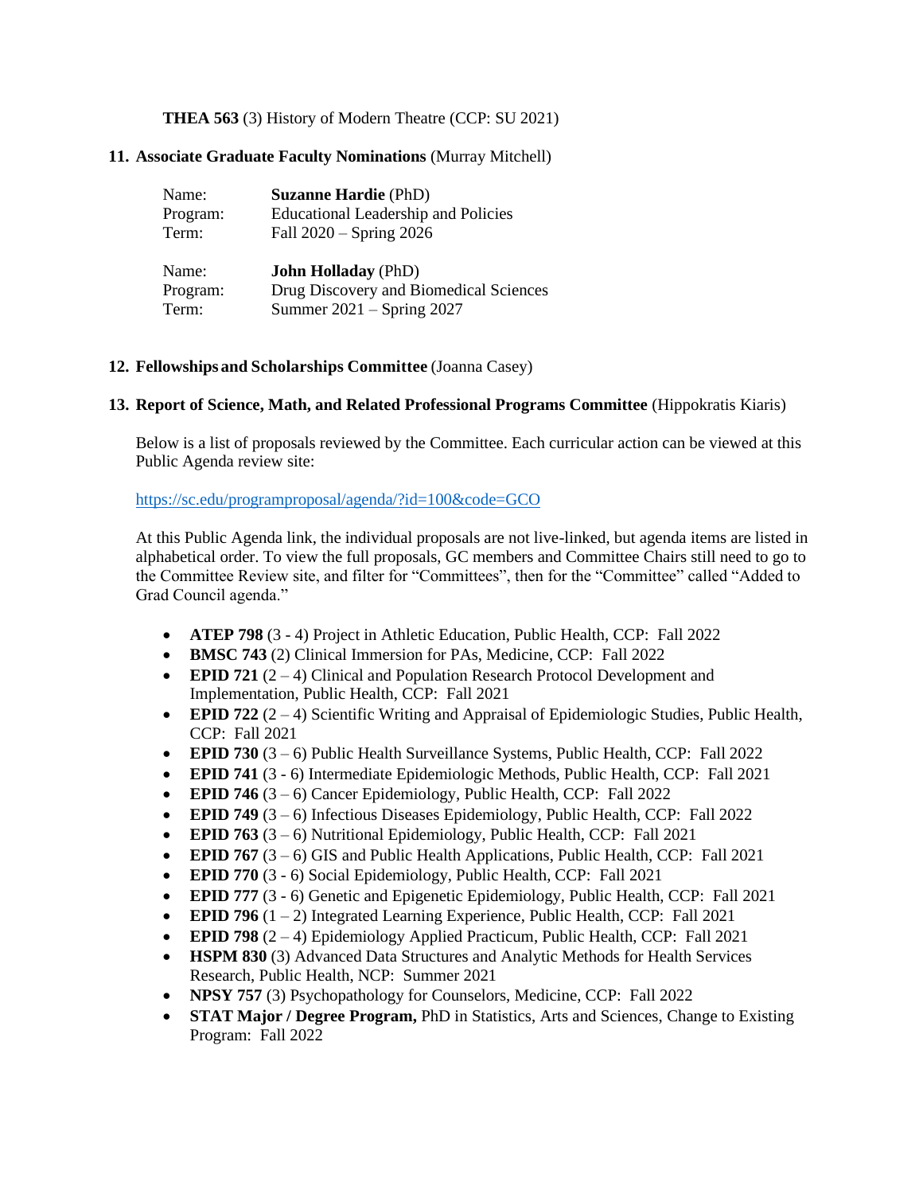**THEA 563** (3) History of Modern Theatre (CCP: SU 2021)

**11. Associate Graduate Faculty Nominations** (Murray Mitchell)

| | |
|---|---|
| Name: | **Suzanne Hardie** (PhD) |
| Program: | Educational Leadership and Policies |
| Term: | Fall 2020 – Spring 2026 |

| | |
|---|---|
| Name: | **John Holladay** (PhD) |
| Program: | Drug Discovery and Biomedical Sciences |
| Term: | Summer 2021 – Spring 2027 |

**12. Fellowships and Scholarships Committee** (Joanna Casey)

**13. Report of Science, Math, and Related Professional Programs Committee** (Hippokratis Kiaris)

Below is a list of proposals reviewed by the Committee. Each curricular action can be viewed at this Public Agenda review site:

https://sc.edu/programproposal/agenda/?id=100&code=GCO

At this Public Agenda link, the individual proposals are not live-linked, but agenda items are listed in alphabetical order. To view the full proposals, GC members and Committee Chairs still need to go to the Committee Review site, and filter for "Committees", then for the "Committee" called "Added to Grad Council agenda."

- **ATEP 798** (3 - 4) Project in Athletic Education, Public Health, CCP: Fall 2022
- **BMSC 743** (2) Clinical Immersion for PAs, Medicine, CCP: Fall 2022
- **EPID 721** (2 – 4) Clinical and Population Research Protocol Development and Implementation, Public Health, CCP: Fall 2021
- **EPID 722** (2 – 4) Scientific Writing and Appraisal of Epidemiologic Studies, Public Health, CCP: Fall 2021
- **EPID 730** (3 – 6) Public Health Surveillance Systems, Public Health, CCP: Fall 2022
- **EPID 741** (3 - 6) Intermediate Epidemiologic Methods, Public Health, CCP: Fall 2021
- **EPID 746** (3 – 6) Cancer Epidemiology, Public Health, CCP: Fall 2022
- **EPID 749** (3 – 6) Infectious Diseases Epidemiology, Public Health, CCP: Fall 2022
- **EPID 763** (3 – 6) Nutritional Epidemiology, Public Health, CCP: Fall 2021
- **EPID 767** (3 – 6) GIS and Public Health Applications, Public Health, CCP: Fall 2021
- **EPID 770** (3 - 6) Social Epidemiology, Public Health, CCP: Fall 2021
- **EPID 777** (3 - 6) Genetic and Epigenetic Epidemiology, Public Health, CCP: Fall 2021
- **EPID 796** (1 – 2) Integrated Learning Experience, Public Health, CCP: Fall 2021
- **EPID 798** (2 – 4) Epidemiology Applied Practicum, Public Health, CCP: Fall 2021
- **HSPM 830** (3) Advanced Data Structures and Analytic Methods for Health Services Research, Public Health, NCP: Summer 2021
- **NPSY 757** (3) Psychopathology for Counselors, Medicine, CCP: Fall 2022
- **STAT Major / Degree Program,** PhD in Statistics, Arts and Sciences, Change to Existing Program: Fall 2022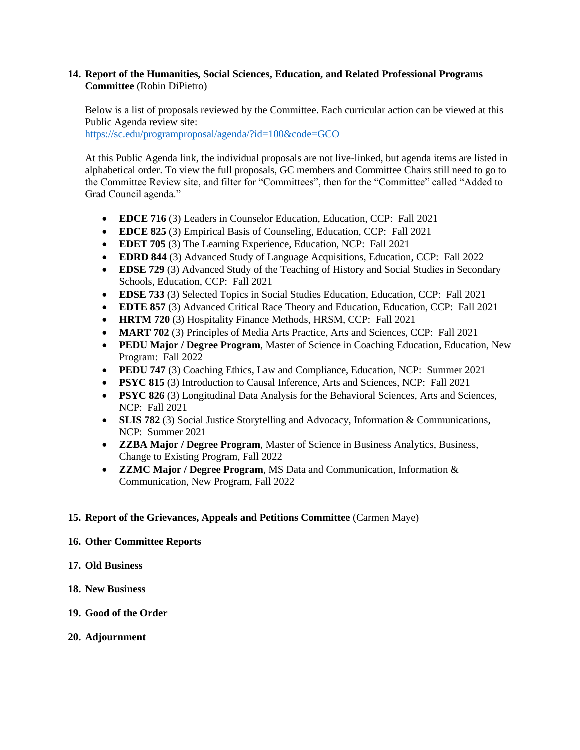14. **Report of the Humanities, Social Sciences, Education, and Related Professional Programs Committee** (Robin DiPietro)

Below is a list of proposals reviewed by the Committee. Each curricular action can be viewed at this Public Agenda review site:
https://sc.edu/programproposal/agenda/?id=100&code=GCO

At this Public Agenda link, the individual proposals are not live-linked, but agenda items are listed in alphabetical order. To view the full proposals, GC members and Committee Chairs still need to go to the Committee Review site, and filter for "Committees", then for the "Committee" called "Added to Grad Council agenda."

- **EDCE 716** (3) Leaders in Counselor Education, Education, CCP: Fall 2021
- **EDCE 825** (3) Empirical Basis of Counseling, Education, CCP: Fall 2021
- **EDET 705** (3) The Learning Experience, Education, NCP: Fall 2021
- **EDRD 844** (3) Advanced Study of Language Acquisitions, Education, CCP: Fall 2022
- **EDSE 729** (3) Advanced Study of the Teaching of History and Social Studies in Secondary Schools, Education, CCP: Fall 2021
- **EDSE 733** (3) Selected Topics in Social Studies Education, Education, CCP: Fall 2021
- **EDTE 857** (3) Advanced Critical Race Theory and Education, Education, CCP: Fall 2021
- **HRTM 720** (3) Hospitality Finance Methods, HRSM, CCP: Fall 2021
- **MART 702** (3) Principles of Media Arts Practice, Arts and Sciences, CCP: Fall 2021
- **PEDU Major / Degree Program**, Master of Science in Coaching Education, Education, New Program: Fall 2022
- **PEDU 747** (3) Coaching Ethics, Law and Compliance, Education, NCP: Summer 2021
- **PSYC 815** (3) Introduction to Causal Inference, Arts and Sciences, NCP: Fall 2021
- **PSYC 826** (3) Longitudinal Data Analysis for the Behavioral Sciences, Arts and Sciences, NCP: Fall 2021
- **SLIS 782** (3) Social Justice Storytelling and Advocacy, Information & Communications, NCP: Summer 2021
- **ZZBA Major / Degree Program**, Master of Science in Business Analytics, Business, Change to Existing Program, Fall 2022
- **ZZMC Major / Degree Program**, MS Data and Communication, Information & Communication, New Program, Fall 2022

15. **Report of the Grievances, Appeals and Petitions Committee** (Carmen Maye)

16. **Other Committee Reports**

17. **Old Business**

18. **New Business**

19. **Good of the Order**

20. **Adjournment**